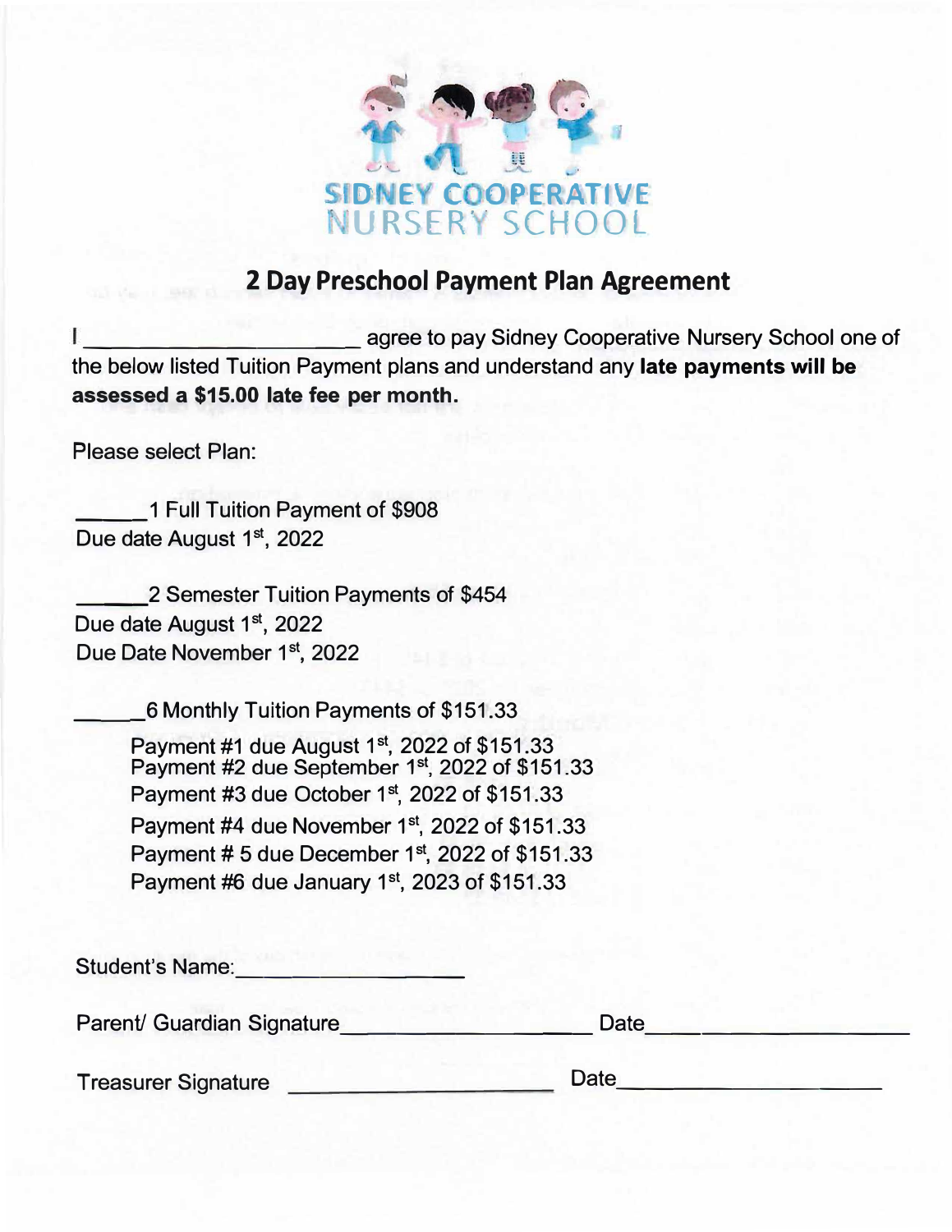SIDNEY COOPERATIVE NURSERY SCHOOL

## 2 Day Preschool Payment Plan Agreement

I ______________________ agree to pay Sidney Cooperative Nursery School one of the below listed Tuition Payment plans and understand any **late payments will be assessed a $15.00 late fee per month.**

Please select Plan:

______1 Full Tuition Payment of $908
Due date August 1st, 2022

______2 Semester Tuition Payments of $454
Due date August 1st, 2022
Due Date November 1st, 2022

______6 Monthly Tuition Payments of $151.33

- Payment #1 due August 1st, 2022 of $151.33
- Payment #2 due September 1st, 2022 of $151.33
- Payment #3 due October 1st, 2022 of $151.33
- Payment #4 due November 1st, 2022 of $151.33
- Payment # 5 due December 1st, 2022 of $151.33
- Payment #6 due January 1st, 2023 of $151.33

Student's Name: ____________________

Parent/ Guardian Signature____________________ Date____________________

Treasurer Signature ____________________ Date____________________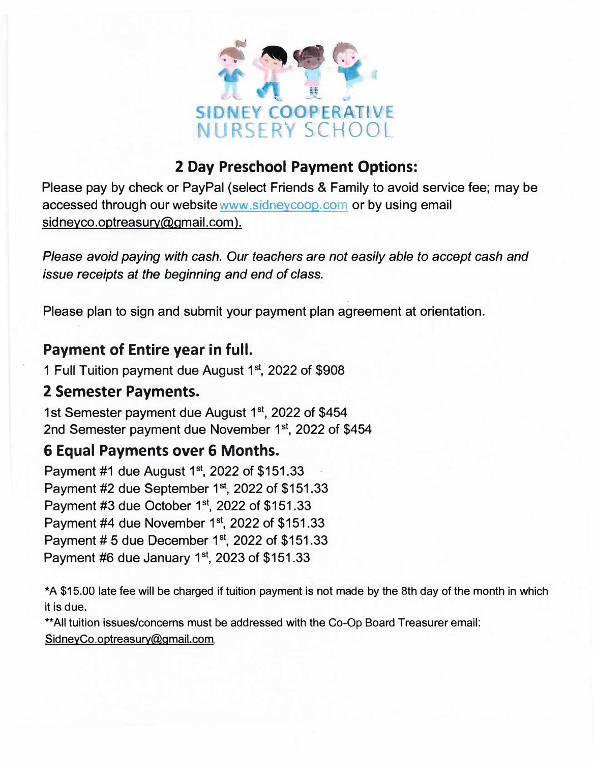SIDNEY COOPERATIVE NURSERY SCHOOL

## 2 Day Preschool Payment Options:

Please pay by check or PayPal (select Friends & Family to avoid service fee; may be accessed through our website www.sidneycoop.com or by using email sidneyco.optreasury@gmail.com).

*Please avoid paying with cash. Our teachers are not easily able to accept cash and issue receipts at the beginning and end of class.*

Please plan to sign and submit your payment plan agreement at orientation.

### Payment of Entire year in full.

1 Full Tuition payment due August 1st, 2022 of $908

### 2 Semester Payments.

1st Semester payment due August 1st, 2022 of $454
2nd Semester payment due November 1st, 2022 of $454

### 6 Equal Payments over 6 Months.

Payment #1 due August 1st, 2022 of $151.33
Payment #2 due September 1st, 2022 of $151.33
Payment #3 due October 1st, 2022 of $151.33
Payment #4 due November 1st, 2022 of $151.33
Payment # 5 due December 1st, 2022 of $151.33
Payment #6 due January 1st, 2023 of $151.33

*A $15.00 late fee will be charged if tuition payment is not made by the 8th day of the month in which it is due.

**All tuition issues/concerns must be addressed with the Co-Op Board Treasurer email: SidneyCo.optreasury@gmail.com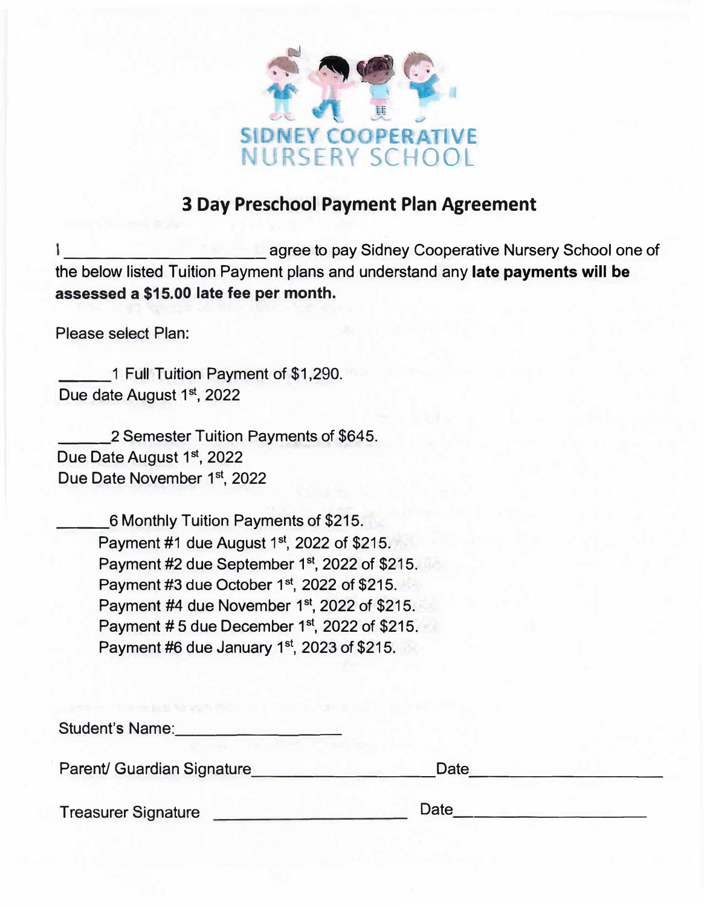SIDNEY COOPERATIVE
NURSERY SCHOOL

## 3 Day Preschool Payment Plan Agreement

I ______________________ agree to pay Sidney Cooperative Nursery School one of the below listed Tuition Payment plans and understand any **late payments will be assessed a $15.00 late fee per month.**

Please select Plan:

______1 Full Tuition Payment of $1,290.
Due date August 1st, 2022

______2 Semester Tuition Payments of $645.
Due Date August 1st, 2022
Due Date November 1st, 2022

______6 Monthly Tuition Payments of $215.
- Payment #1 due August 1st, 2022 of $215.
- Payment #2 due September 1st, 2022 of $215.
- Payment #3 due October 1st, 2022 of $215.
- Payment #4 due November 1st, 2022 of $215.
- Payment # 5 due December 1st, 2022 of $215.
- Payment #6 due January 1st, 2023 of $215.

Student's Name:____________________

Parent/ Guardian Signature____________________ Date______________________

Treasurer Signature ______________________ Date_____________________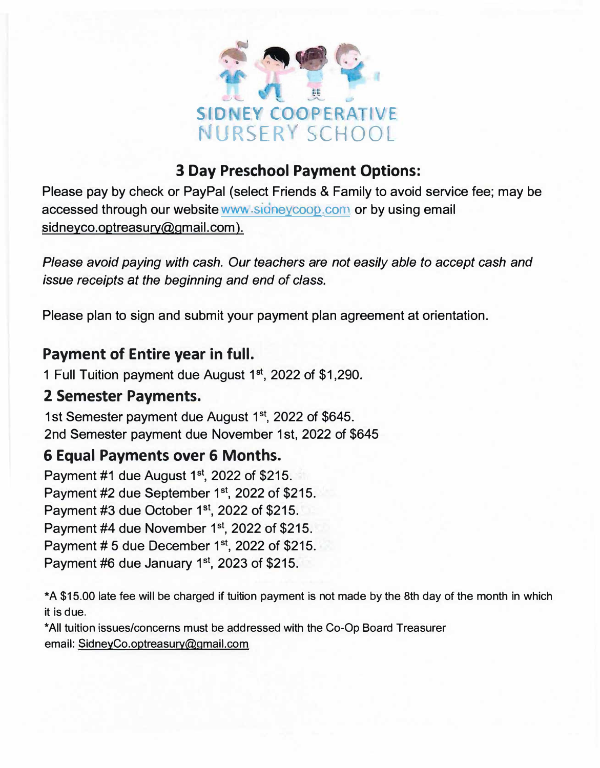SIDNEY COOPERATIVE
NURSERY SCHOOL

## 3 Day Preschool Payment Options:

Please pay by check or PayPal (select Friends & Family to avoid service fee; may be accessed through our website www.sidneycoop.com or by using email sidneyco.optreasury@gmail.com).

*Please avoid paying with cash. Our teachers are not easily able to accept cash and issue receipts at the beginning and end of class.*

Please plan to sign and submit your payment plan agreement at orientation.

### Payment of Entire year in full.

1 Full Tuition payment due August 1st, 2022 of $1,290.

### 2 Semester Payments.

1st Semester payment due August 1st, 2022 of $645.
2nd Semester payment due November 1st, 2022 of $645

### 6 Equal Payments over 6 Months.

Payment #1 due August 1st, 2022 of $215.
Payment #2 due September 1st, 2022 of $215.
Payment #3 due October 1st, 2022 of $215.
Payment #4 due November 1st, 2022 of $215.
Payment # 5 due December 1st, 2022 of $215.
Payment #6 due January 1st, 2023 of $215.

*A $15.00 late fee will be charged if tuition payment is not made by the 8th day of the month in which it is due.
*All tuition issues/concerns must be addressed with the Co-Op Board Treasurer email: SidneyCo.optreasury@gmail.com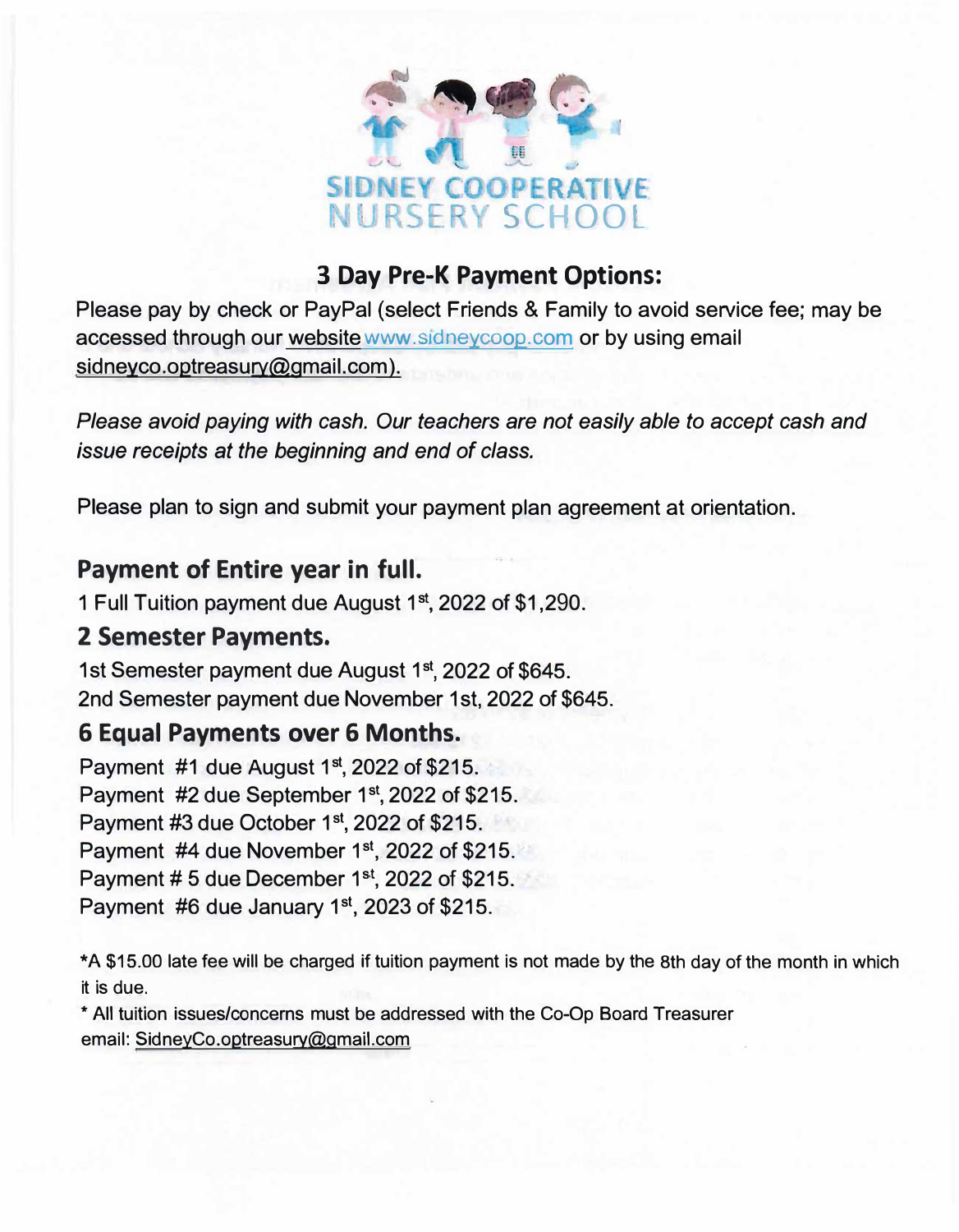SIDNEY COOPERATIVE NURSERY SCHOOL

## 3 Day Pre-K Payment Options:

Please pay by check or PayPal (select Friends & Family to avoid service fee; may be accessed through our website www.sidneycoop.com or by using email sidneyco.optreasury@gmail.com).

*Please avoid paying with cash. Our teachers are not easily able to accept cash and issue receipts at the beginning and end of class.*

Please plan to sign and submit your payment plan agreement at orientation.

### Payment of Entire year in full.

1 Full Tuition payment due August 1st, 2022 of $1,290.

### 2 Semester Payments.

1st Semester payment due August 1st, 2022 of $645.
2nd Semester payment due November 1st, 2022 of $645.

### 6 Equal Payments over 6 Months.

Payment #1 due August 1st, 2022 of $215.
Payment #2 due September 1st, 2022 of $215.
Payment #3 due October 1st, 2022 of $215.
Payment #4 due November 1st, 2022 of $215.
Payment # 5 due December 1st, 2022 of $215.
Payment #6 due January 1st, 2023 of $215.

*A $15.00 late fee will be charged if tuition payment is not made by the 8th day of the month in which it is due.

* All tuition issues/concerns must be addressed with the Co-Op Board Treasurer email: SidneyCo.optreasury@gmail.com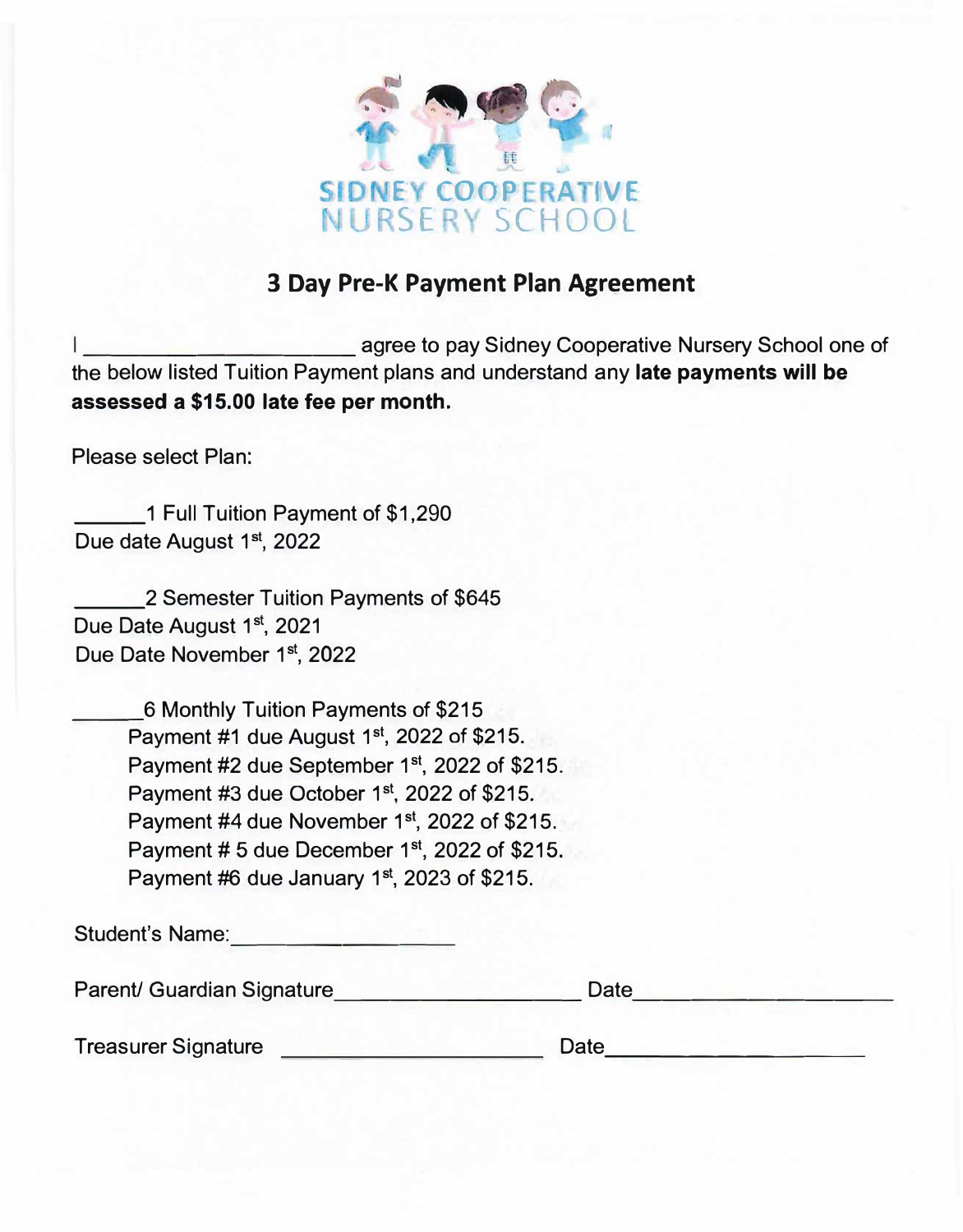SIDNEY COOPERATIVE
NURSERY SCHOOL

## 3 Day Pre-K Payment Plan Agreement

I ______________________ agree to pay Sidney Cooperative Nursery School one of the below listed Tuition Payment plans and understand any **late payments will be assessed a $15.00 late fee per month.**

Please select Plan:

______1 Full Tuition Payment of $1,290
Due date August 1st, 2022

______2 Semester Tuition Payments of $645
Due Date August 1st, 2021
Due Date November 1st, 2022

______6 Monthly Tuition Payments of $215
- Payment #1 due August 1st, 2022 of $215.
- Payment #2 due September 1st, 2022 of $215.
- Payment #3 due October 1st, 2022 of $215.
- Payment #4 due November 1st, 2022 of $215.
- Payment # 5 due December 1st, 2022 of $215.
- Payment #6 due January 1st, 2023 of $215.

Student's Name: ____________________

Parent/ Guardian Signature ______________________ Date ______________________

Treasurer Signature ______________________ Date ______________________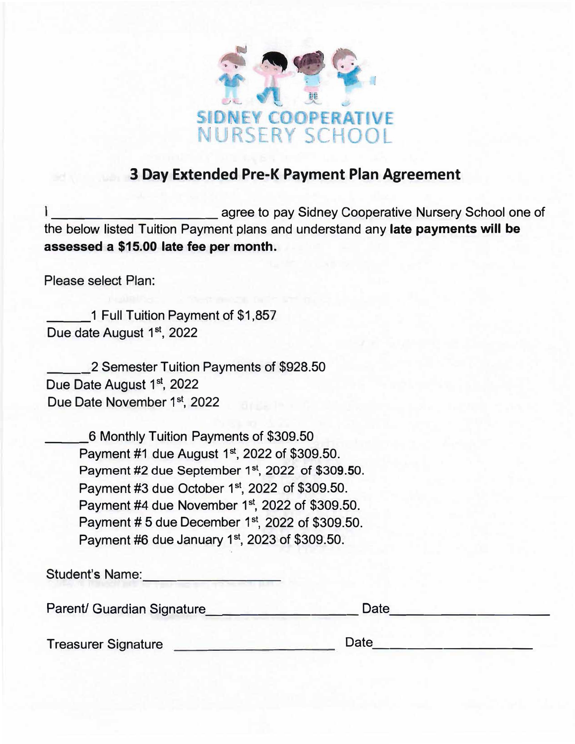SIDNEY COOPERATIVE

NURSERY SCHOOL

## 3 Day Extended Pre-K Payment Plan Agreement

I ______________________ agree to pay Sidney Cooperative Nursery School one of the below listed Tuition Payment plans and understand any **late payments will be assessed a $15.00 late fee per month.**

Please select Plan:

______1 Full Tuition Payment of $1,857
Due date August 1st, 2022

______2 Semester Tuition Payments of $928.50
Due Date August 1st, 2022
Due Date November 1st, 2022

______6 Monthly Tuition Payments of $309.50

- Payment #1 due August 1st, 2022 of $309.50.
- Payment #2 due September 1st, 2022 of $309.50.
- Payment #3 due October 1st, 2022 of $309.50.
- Payment #4 due November 1st, 2022 of $309.50.
- Payment # 5 due December 1st, 2022 of $309.50.
- Payment #6 due January 1st, 2023 of $309.50.

Student's Name: ____________________

Parent/ Guardian Signature ____________________ Date ____________________

Treasurer Signature ____________________ Date ____________________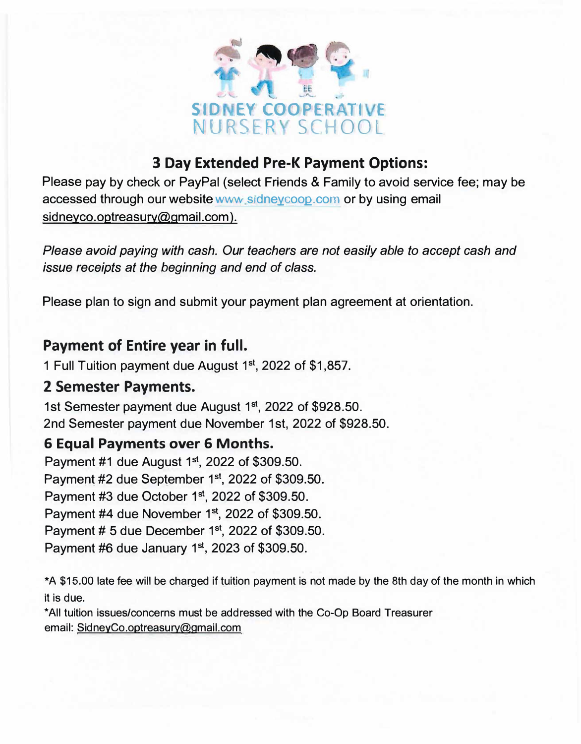SIDNEY COOPERATIVE
NURSERY SCHOOL

## 3 Day Extended Pre-K Payment Options:

Please pay by check or PayPal (select Friends & Family to avoid service fee; may be accessed through our website www.sidneycoop.com or by using email sidneyco.optreasury@gmail.com).

*Please avoid paying with cash. Our teachers are not easily able to accept cash and issue receipts at the beginning and end of class.*

Please plan to sign and submit your payment plan agreement at orientation.

### Payment of Entire year in full.

1 Full Tuition payment due August 1st, 2022 of $1,857.

### 2 Semester Payments.

1st Semester payment due August 1st, 2022 of $928.50.
2nd Semester payment due November 1st, 2022 of $928.50.

### 6 Equal Payments over 6 Months.

Payment #1 due August 1st, 2022 of $309.50.
Payment #2 due September 1st, 2022 of $309.50.
Payment #3 due October 1st, 2022 of $309.50.
Payment #4 due November 1st, 2022 of $309.50.
Payment # 5 due December 1st, 2022 of $309.50.
Payment #6 due January 1st, 2023 of $309.50.

*A $15.00 late fee will be charged if tuition payment is not made by the 8th day of the month in which it is due.
*All tuition issues/concerns must be addressed with the Co-Op Board Treasurer email: SidneyCo.optreasury@gmail.com